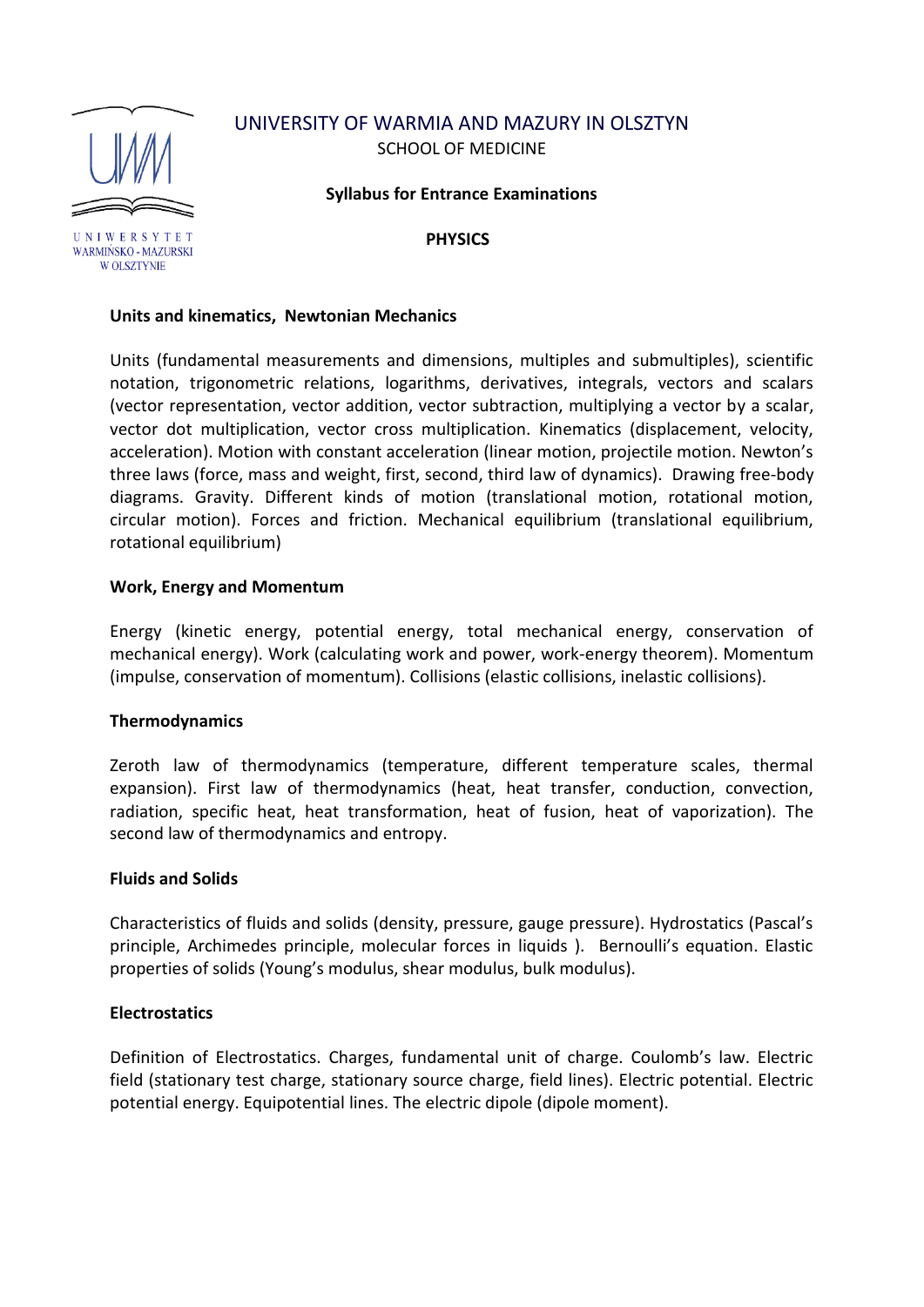UNIVERSITY OF WARMIA AND MAZURY IN OLSZTYN

SCHOOL OF MEDICINE

**Syllabus for Entrance Examinations**

**PHYSICS**

### Units and kinematics, Newtonian Mechanics

Units (fundamental measurements and dimensions, multiples and submultiples), scientific notation, trigonometric relations, logarithms, derivatives, integrals, vectors and scalars (vector representation, vector addition, vector subtraction, multiplying a vector by a scalar, vector dot multiplication, vector cross multiplication. Kinematics (displacement, velocity, acceleration). Motion with constant acceleration (linear motion, projectile motion. Newton's three laws (force, mass and weight, first, second, third law of dynamics). Drawing free-body diagrams. Gravity. Different kinds of motion (translational motion, rotational motion, circular motion). Forces and friction. Mechanical equilibrium (translational equilibrium, rotational equilibrium)

### Work, Energy and Momentum

Energy (kinetic energy, potential energy, total mechanical energy, conservation of mechanical energy). Work (calculating work and power, work-energy theorem). Momentum (impulse, conservation of momentum). Collisions (elastic collisions, inelastic collisions).

### Thermodynamics

Zeroth law of thermodynamics (temperature, different temperature scales, thermal expansion). First law of thermodynamics (heat, heat transfer, conduction, convection, radiation, specific heat, heat transformation, heat of fusion, heat of vaporization). The second law of thermodynamics and entropy.

### Fluids and Solids

Characteristics of fluids and solids (density, pressure, gauge pressure). Hydrostatics (Pascal's principle, Archimedes principle, molecular forces in liquids ). Bernoulli's equation. Elastic properties of solids (Young's modulus, shear modulus, bulk modulus).

### Electrostatics

Definition of Electrostatics. Charges, fundamental unit of charge. Coulomb's law. Electric field (stationary test charge, stationary source charge, field lines). Electric potential. Electric potential energy. Equipotential lines. The electric dipole (dipole moment).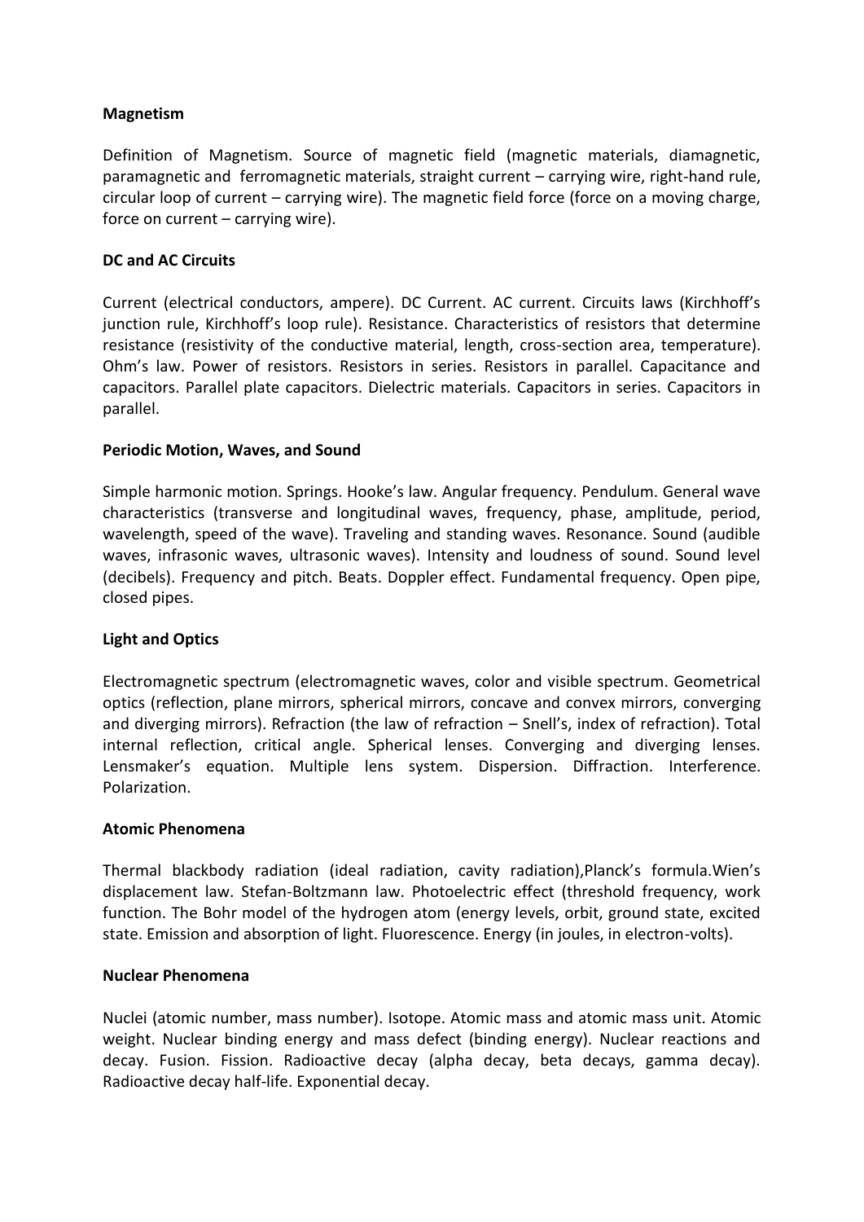**Magnetism**

Definition of Magnetism. Source of magnetic field (magnetic materials, diamagnetic, paramagnetic and ferromagnetic materials, straight current – carrying wire, right-hand rule, circular loop of current – carrying wire). The magnetic field force (force on a moving charge, force on current – carrying wire).

**DC and AC Circuits**

Current (electrical conductors, ampere). DC Current. AC current. Circuits laws (Kirchhoff's junction rule, Kirchhoff's loop rule). Resistance. Characteristics of resistors that determine resistance (resistivity of the conductive material, length, cross-section area, temperature). Ohm's law. Power of resistors. Resistors in series. Resistors in parallel. Capacitance and capacitors. Parallel plate capacitors. Dielectric materials. Capacitors in series. Capacitors in parallel.

**Periodic Motion, Waves, and Sound**

Simple harmonic motion. Springs. Hooke's law. Angular frequency. Pendulum. General wave characteristics (transverse and longitudinal waves, frequency, phase, amplitude, period, wavelength, speed of the wave). Traveling and standing waves. Resonance. Sound (audible waves, infrasonic waves, ultrasonic waves). Intensity and loudness of sound. Sound level (decibels). Frequency and pitch. Beats. Doppler effect. Fundamental frequency. Open pipe, closed pipes.

**Light and Optics**

Electromagnetic spectrum (electromagnetic waves, color and visible spectrum. Geometrical optics (reflection, plane mirrors, spherical mirrors, concave and convex mirrors, converging and diverging mirrors). Refraction (the law of refraction – Snell's, index of refraction). Total internal reflection, critical angle. Spherical lenses. Converging and diverging lenses. Lensmaker's equation. Multiple lens system. Dispersion. Diffraction. Interference. Polarization.

**Atomic Phenomena**

Thermal blackbody radiation (ideal radiation, cavity radiation),Planck's formula.Wien's displacement law. Stefan-Boltzmann law. Photoelectric effect (threshold frequency, work function. The Bohr model of the hydrogen atom (energy levels, orbit, ground state, excited state. Emission and absorption of light. Fluorescence. Energy (in joules, in electron-volts).

**Nuclear Phenomena**

Nuclei (atomic number, mass number). Isotope. Atomic mass and atomic mass unit. Atomic weight. Nuclear binding energy and mass defect (binding energy). Nuclear reactions and decay. Fusion. Fission. Radioactive decay (alpha decay, beta decays, gamma decay). Radioactive decay half-life. Exponential decay.